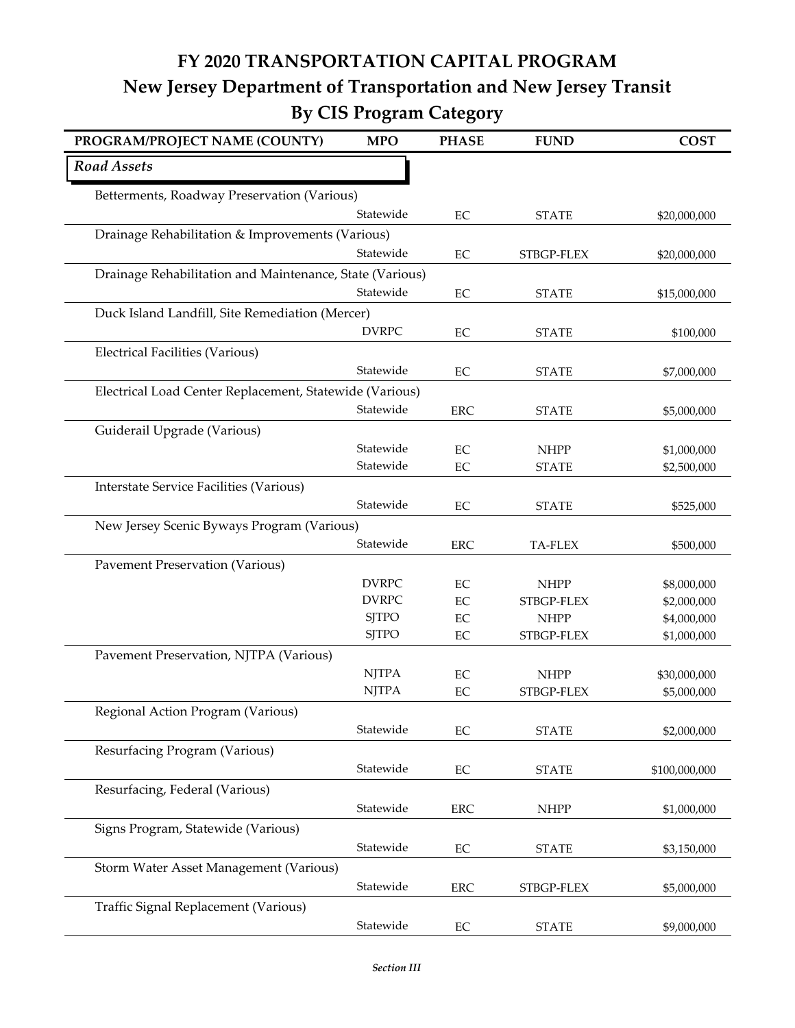# FY 2020 TRANSPORTATION CAPITAL PROGRAM

## New Jersey Department of Transportation and New Jersey Transit

## By CIS Program Category

| PROGRAM/PROJECT NAME (COUNTY) | MPO | PHASE | FUND | COST |
|---|---|---|---|---|
| ***Road Assets*** | | | | |
| Betterments, Roadway Preservation (Various) | | | | |
| | Statewide | EC | STATE | $20,000,000 |
| Drainage Rehabilitation & Improvements (Various) | | | | |
| | Statewide | EC | STBGP-FLEX | $20,000,000 |
| Drainage Rehabilitation and Maintenance, State (Various) | | | | |
| | Statewide | EC | STATE | $15,000,000 |
| Duck Island Landfill, Site Remediation (Mercer) | | | | |
| | DVRPC | EC | STATE | $100,000 |
| Electrical Facilities (Various) | | | | |
| | Statewide | EC | STATE | $7,000,000 |
| Electrical Load Center Replacement, Statewide (Various) | | | | |
| | Statewide | ERC | STATE | $5,000,000 |
| Guiderail Upgrade (Various) | | | | |
| | Statewide | EC | NHPP | $1,000,000 |
| | Statewide | EC | STATE | $2,500,000 |
| Interstate Service Facilities (Various) | | | | |
| | Statewide | EC | STATE | $525,000 |
| New Jersey Scenic Byways Program (Various) | | | | |
| | Statewide | ERC | TA-FLEX | $500,000 |
| Pavement Preservation (Various) | | | | |
| | DVRPC | EC | NHPP | $8,000,000 |
| | DVRPC | EC | STBGP-FLEX | $2,000,000 |
| | SJTPO | EC | NHPP | $4,000,000 |
| | SJTPO | EC | STBGP-FLEX | $1,000,000 |
| Pavement Preservation, NJTPA (Various) | | | | |
| | NJTPA | EC | NHPP | $30,000,000 |
| | NJTPA | EC | STBGP-FLEX | $5,000,000 |
| Regional Action Program (Various) | | | | |
| | Statewide | EC | STATE | $2,000,000 |
| Resurfacing Program (Various) | | | | |
| | Statewide | EC | STATE | $100,000,000 |
| Resurfacing, Federal (Various) | | | | |
| | Statewide | ERC | NHPP | $1,000,000 |
| Signs Program, Statewide (Various) | | | | |
| | Statewide | EC | STATE | $3,150,000 |
| Storm Water Asset Management (Various) | | | | |
| | Statewide | ERC | STBGP-FLEX | $5,000,000 |
| Traffic Signal Replacement (Various) | | | | |
| | Statewide | EC | STATE | $9,000,000 |

*Section III*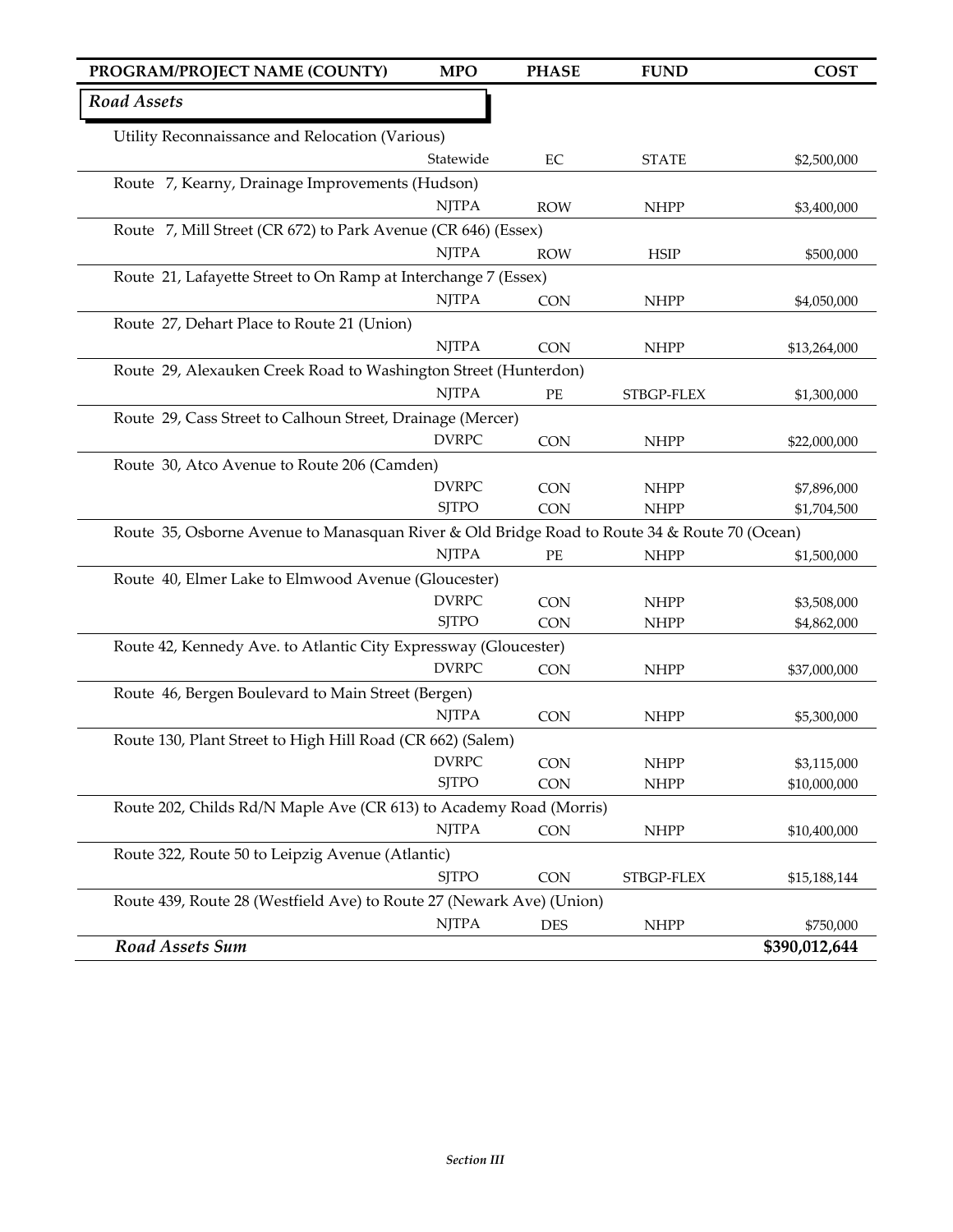| PROGRAM/PROJECT NAME (COUNTY) | MPO | PHASE | FUND | COST |
|---|---|---|---|---|
| ***Road Assets*** | | | | |
| Utility Reconnaissance and Relocation (Various) | | | | |
| | Statewide | EC | STATE | $2,500,000 |
| Route 7, Kearny, Drainage Improvements (Hudson) | | | | |
| | NJTPA | ROW | NHPP | $3,400,000 |
| Route 7, Mill Street (CR 672) to Park Avenue (CR 646) (Essex) | | | | |
| | NJTPA | ROW | HSIP | $500,000 |
| Route 21, Lafayette Street to On Ramp at Interchange 7 (Essex) | | | | |
| | NJTPA | CON | NHPP | $4,050,000 |
| Route 27, Dehart Place to Route 21 (Union) | | | | |
| | NJTPA | CON | NHPP | $13,264,000 |
| Route 29, Alexauken Creek Road to Washington Street (Hunterdon) | | | | |
| | NJTPA | PE | STBGP-FLEX | $1,300,000 |
| Route 29, Cass Street to Calhoun Street, Drainage (Mercer) | | | | |
| | DVRPC | CON | NHPP | $22,000,000 |
| Route 30, Atco Avenue to Route 206 (Camden) | | | | |
| | DVRPC | CON | NHPP | $7,896,000 |
| | SJTPO | CON | NHPP | $1,704,500 |
| Route 35, Osborne Avenue to Manasquan River & Old Bridge Road to Route 34 & Route 70 (Ocean) | | | | |
| | NJTPA | PE | NHPP | $1,500,000 |
| Route 40, Elmer Lake to Elmwood Avenue (Gloucester) | | | | |
| | DVRPC | CON | NHPP | $3,508,000 |
| | SJTPO | CON | NHPP | $4,862,000 |
| Route 42, Kennedy Ave. to Atlantic City Expressway (Gloucester) | | | | |
| | DVRPC | CON | NHPP | $37,000,000 |
| Route 46, Bergen Boulevard to Main Street (Bergen) | | | | |
| | NJTPA | CON | NHPP | $5,300,000 |
| Route 130, Plant Street to High Hill Road (CR 662) (Salem) | | | | |
| | DVRPC | CON | NHPP | $3,115,000 |
| | SJTPO | CON | NHPP | $10,000,000 |
| Route 202, Childs Rd/N Maple Ave (CR 613) to Academy Road (Morris) | | | | |
| | NJTPA | CON | NHPP | $10,400,000 |
| Route 322, Route 50 to Leipzig Avenue (Atlantic) | | | | |
| | SJTPO | CON | STBGP-FLEX | $15,188,144 |
| Route 439, Route 28 (Westfield Ave) to Route 27 (Newark Ave) (Union) | | | | |
| | NJTPA | DES | NHPP | $750,000 |
| ***Road Assets Sum*** | | | | **$390,012,644** |

*Section III*